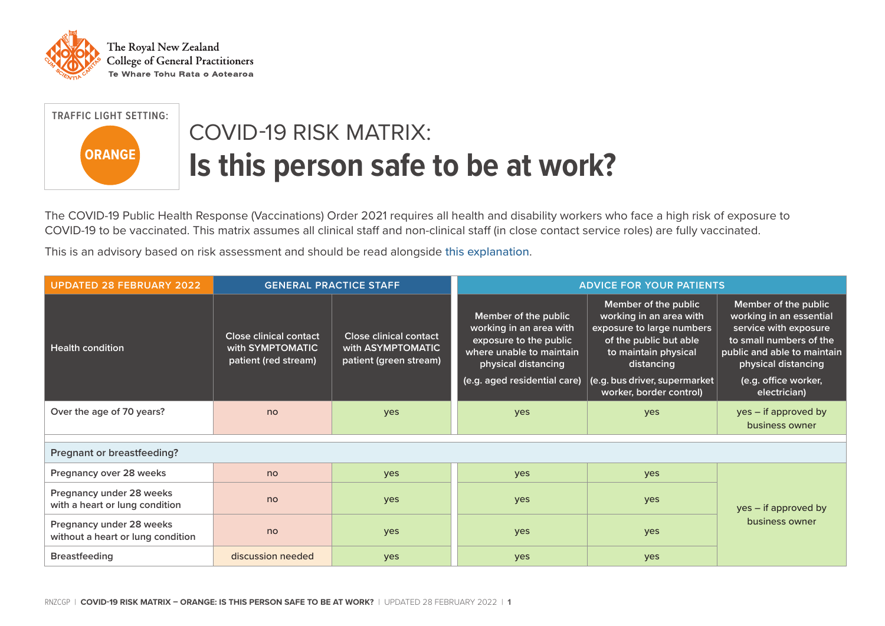The Royal New Zealand College of General Practitioners
Te Whare Tohu Rata o Aotearoa

TRAFFIC LIGHT SETTING: **ORANGE**

# COVID-19 RISK MATRIX:
# Is this person safe to be at work?

The COVID-19 Public Health Response (Vaccinations) Order 2021 requires all health and disability workers who face a high risk of exposure to COVID-19 to be vaccinated. This matrix assumes all clinical staff and non-clinical staff (in close contact service roles) are fully vaccinated.

This is an advisory based on risk assessment and should be read alongside this explanation.

| UPDATED 28 FEBRUARY 2022 | GENERAL PRACTICE STAFF | | ADVICE FOR YOUR PATIENTS | | |
|---|---|---|---|---|---|
| Health condition | Close clinical contact with SYMPTOMATIC patient (red stream) | Close clinical contact with ASYMPTOMATIC patient (green stream) | Member of the public working in an area with exposure to the public where unable to maintain physical distancing (e.g. aged residential care) | Member of the public working in an area with exposure to large numbers of the public but able to maintain physical distancing (e.g. bus driver, supermarket worker, border control) | Member of the public working in an essential service with exposure to small numbers of the public and able to maintain physical distancing (e.g. office worker, electrician) |
| Over the age of 70 years? | no | yes | yes | yes | yes – if approved by business owner |
| **Pregnant or breastfeeding?** | | | | | |
| Pregnancy over 28 weeks | no | yes | yes | yes | yes – if approved by business owner |
| Pregnancy under 28 weeks with a heart or lung condition | no | yes | yes | yes | yes – if approved by business owner |
| Pregnancy under 28 weeks without a heart or lung condition | no | yes | yes | yes | yes – if approved by business owner |
| Breastfeeding | discussion needed | yes | yes | yes | yes – if approved by business owner |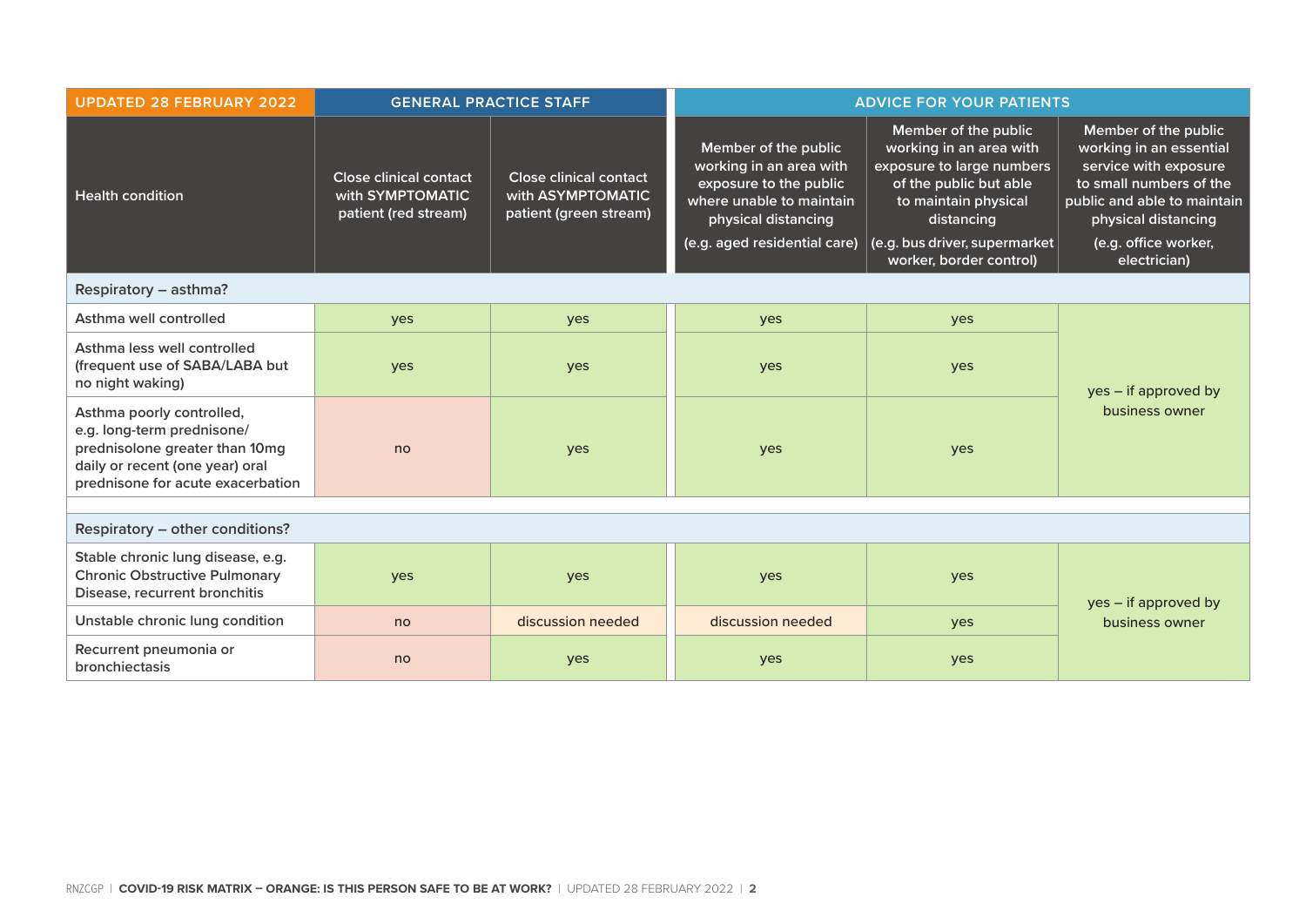| UPDATED 28 FEBRUARY 2022 | GENERAL PRACTICE STAFF | | ADVICE FOR YOUR PATIENTS | | |
|---|---|---|---|---|---|
| Health condition | Close clinical contact with SYMPTOMATIC patient (red stream) | Close clinical contact with ASYMPTOMATIC patient (green stream) | Member of the public working in an area with exposure to the public where unable to maintain physical distancing (e.g. aged residential care) | Member of the public working in an area with exposure to large numbers of the public but able to maintain physical distancing (e.g. bus driver, supermarket worker, border control) | Member of the public working in an essential service with exposure to small numbers of the public and able to maintain physical distancing (e.g. office worker, electrician) |
| **Respiratory – asthma?** | | | | | |
| Asthma well controlled | yes | yes | yes | yes | yes – if approved by business owner |
| Asthma less well controlled (frequent use of SABA/LABA but no night waking) | yes | yes | yes | yes | |
| Asthma poorly controlled, e.g. long-term prednisone/ prednisolone greater than 10mg daily or recent (one year) oral prednisone for acute exacerbation | no | yes | yes | yes | |
| **Respiratory – other conditions?** | | | | | |
| Stable chronic lung disease, e.g. Chronic Obstructive Pulmonary Disease, recurrent bronchitis | yes | yes | yes | yes | yes – if approved by business owner |
| Unstable chronic lung condition | no | discussion needed | discussion needed | yes | |
| Recurrent pneumonia or bronchiectasis | no | yes | yes | yes | |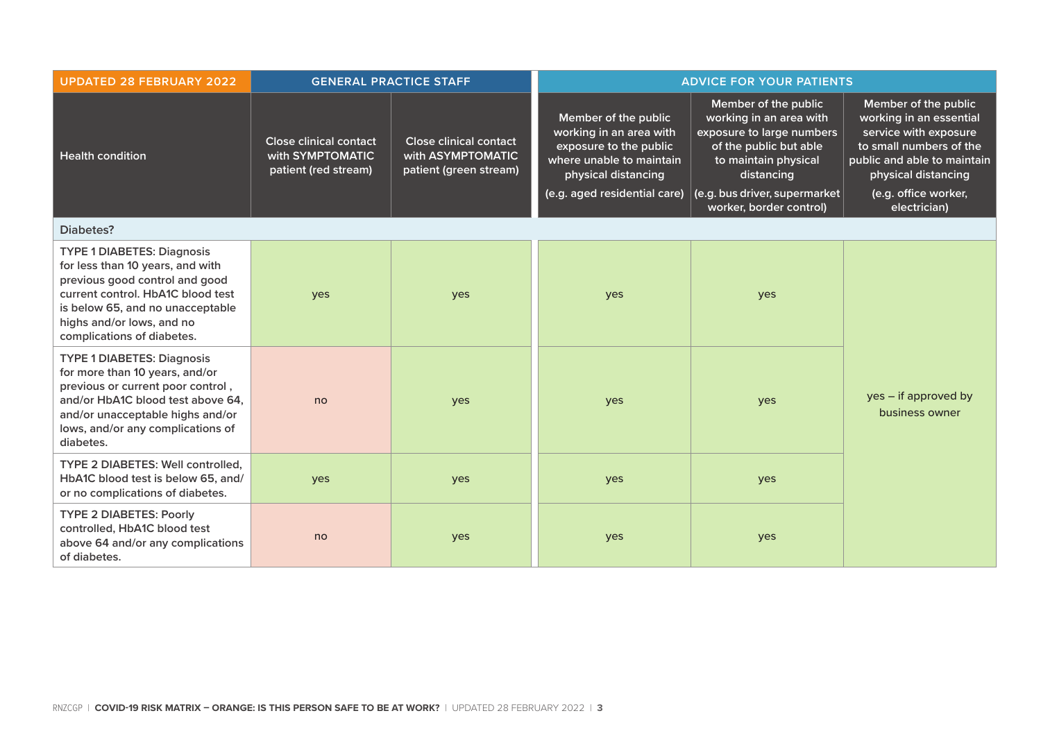| UPDATED 28 FEBRUARY 2022 | GENERAL PRACTICE STAFF | | ADVICE FOR YOUR PATIENTS | | |
|---|---|---|---|---|---|
| Health condition | Close clinical contact with SYMPTOMATIC patient (red stream) | Close clinical contact with ASYMPTOMATIC patient (green stream) | Member of the public working in an area with exposure to the public where unable to maintain physical distancing (e.g. aged residential care) | Member of the public working in an area with exposure to large numbers of the public but able to maintain physical distancing (e.g. bus driver, supermarket worker, border control) | Member of the public working in an essential service with exposure to small numbers of the public and able to maintain physical distancing (e.g. office worker, electrician) |
| **Diabetes?** | | | | | |
| TYPE 1 DIABETES: Diagnosis for less than 10 years, and with previous good control and good current control. HbA1C blood test is below 65, and no unacceptable highs and/or lows, and no complications of diabetes. | yes | yes | yes | yes | yes – if approved by business owner |
| TYPE 1 DIABETES: Diagnosis for more than 10 years, and/or previous or current poor control , and/or HbA1C blood test above 64, and/or unacceptable highs and/or lows, and/or any complications of diabetes. | no | yes | yes | yes | yes – if approved by business owner |
| TYPE 2 DIABETES: Well controlled, HbA1C blood test is below 65, and/ or no complications of diabetes. | yes | yes | yes | yes | yes – if approved by business owner |
| TYPE 2 DIABETES: Poorly controlled, HbA1C blood test above 64 and/or any complications of diabetes. | no | yes | yes | yes | yes – if approved by business owner |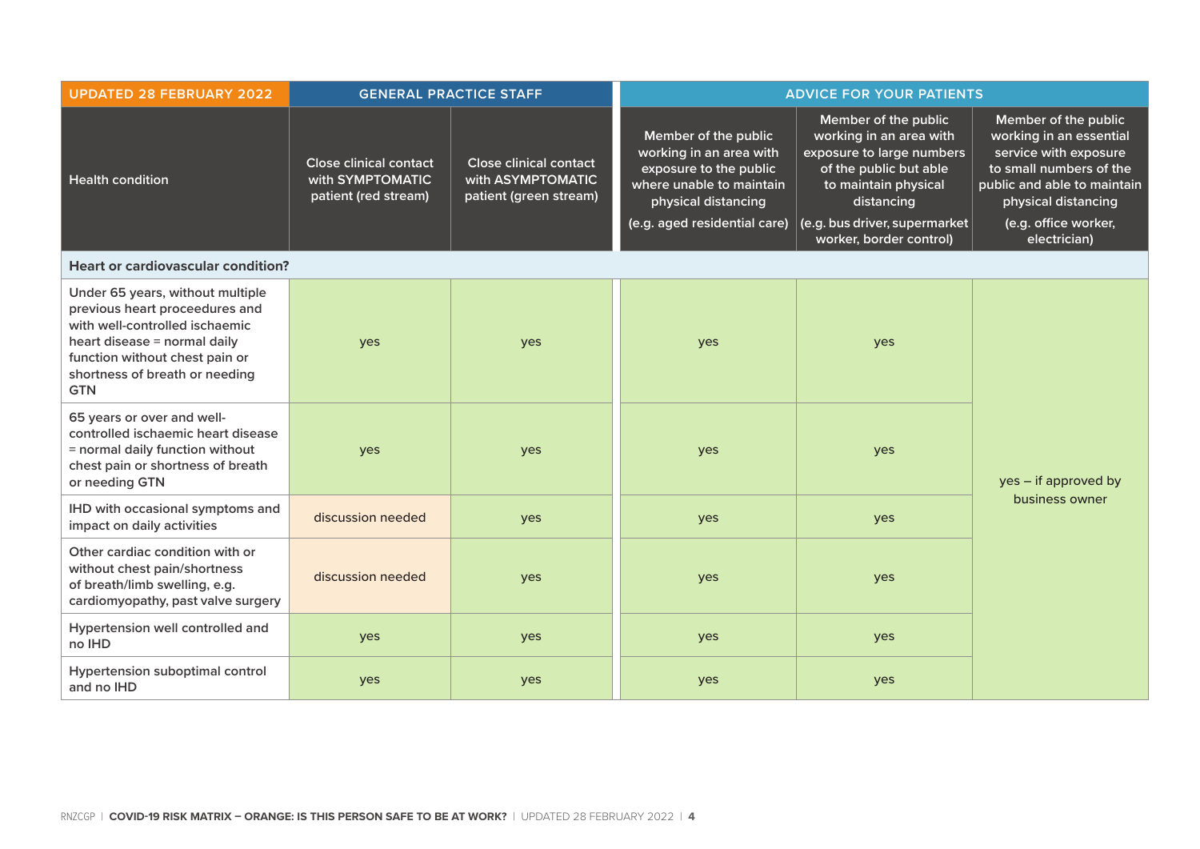| UPDATED 28 FEBRUARY 2022 | GENERAL PRACTICE STAFF | | ADVICE FOR YOUR PATIENTS | | |
|---|---|---|---|---|---|
| Health condition | Close clinical contact with SYMPTOMATIC patient (red stream) | Close clinical contact with ASYMPTOMATIC patient (green stream) | Member of the public working in an area with exposure to the public where unable to maintain physical distancing (e.g. aged residential care) | Member of the public working in an area with exposure to large numbers of the public but able to maintain physical distancing (e.g. bus driver, supermarket worker, border control) | Member of the public working in an essential service with exposure to small numbers of the public and able to maintain physical distancing (e.g. office worker, electrician) |
| **Heart or cardiovascular condition?** | | | | | |
| Under 65 years, without multiple previous heart proceedures and with well-controlled ischaemic heart disease = normal daily function without chest pain or shortness of breath or needing GTN | yes | yes | yes | yes | yes – if approved by business owner |
| 65 years or over and well-controlled ischaemic heart disease = normal daily function without chest pain or shortness of breath or needing GTN | yes | yes | yes | yes | yes – if approved by business owner |
| IHD with occasional symptoms and impact on daily activities | discussion needed | yes | yes | yes | yes – if approved by business owner |
| Other cardiac condition with or without chest pain/shortness of breath/limb swelling, e.g. cardiomyopathy, past valve surgery | discussion needed | yes | yes | yes | yes – if approved by business owner |
| Hypertension well controlled and no IHD | yes | yes | yes | yes | yes – if approved by business owner |
| Hypertension suboptimal control and no IHD | yes | yes | yes | yes | yes – if approved by business owner |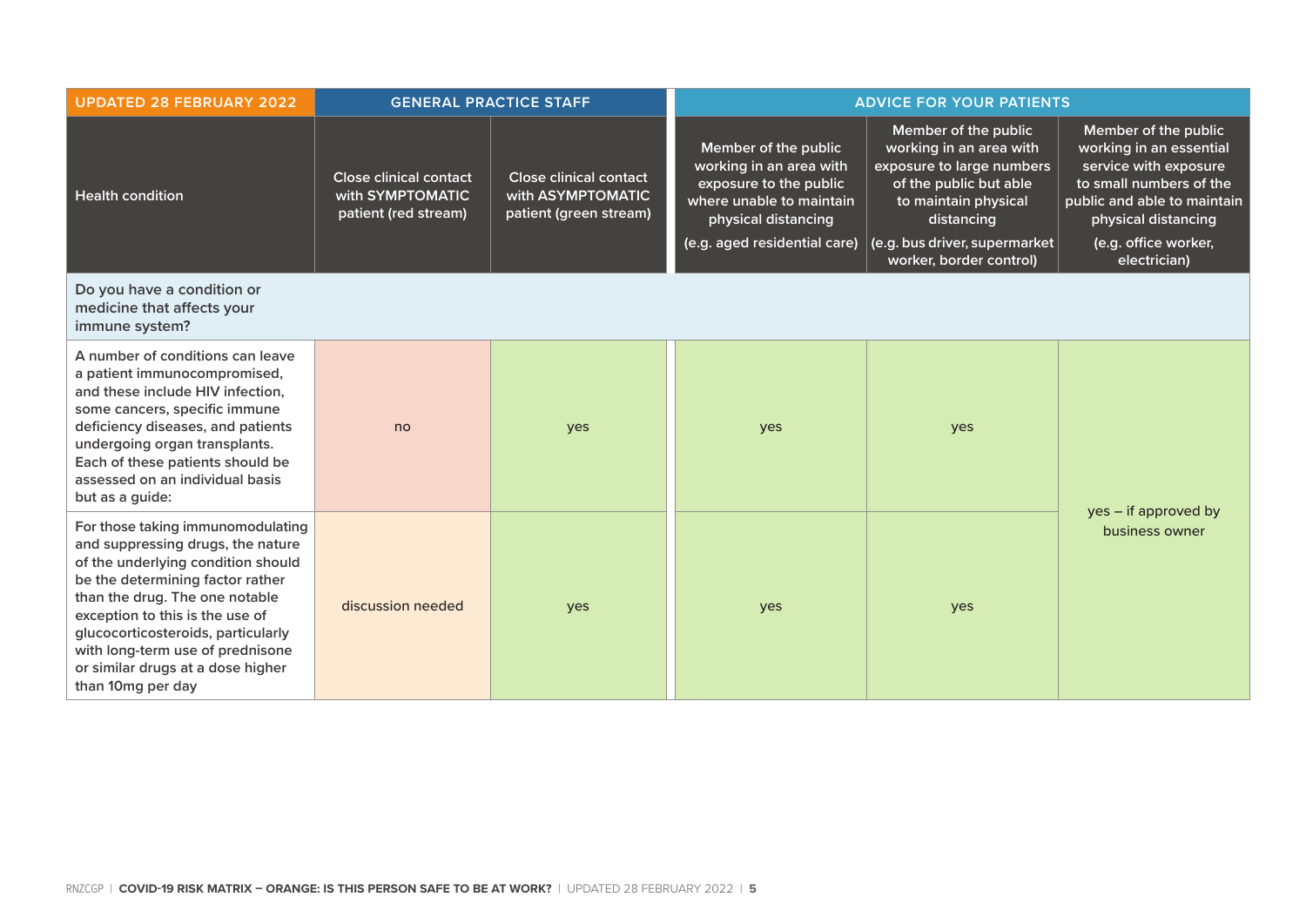| UPDATED 28 FEBRUARY 2022 | GENERAL PRACTICE STAFF | | ADVICE FOR YOUR PATIENTS | | |
|---|---|---|---|---|---|
| Health condition | Close clinical contact with SYMPTOMATIC patient (red stream) | Close clinical contact with ASYMPTOMATIC patient (green stream) | Member of the public working in an area with exposure to the public where unable to maintain physical distancing (e.g. aged residential care) | Member of the public working in an area with exposure to large numbers of the public but able to maintain physical distancing (e.g. bus driver, supermarket worker, border control) | Member of the public working in an essential service with exposure to small numbers of the public and able to maintain physical distancing (e.g. office worker, electrician) |
| Do you have a condition or medicine that affects your immune system? | | | | | |
| A number of conditions can leave a patient immunocompromised, and these include HIV infection, some cancers, specific immune deficiency diseases, and patients undergoing organ transplants. Each of these patients should be assessed on an individual basis but as a guide: | no | yes | yes | yes | yes – if approved by business owner |
| For those taking immunomodulating and suppressing drugs, the nature of the underlying condition should be the determining factor rather than the drug. The one notable exception to this is the use of glucocorticosteroids, particularly with long-term use of prednisone or similar drugs at a dose higher than 10mg per day | discussion needed | yes | yes | yes | |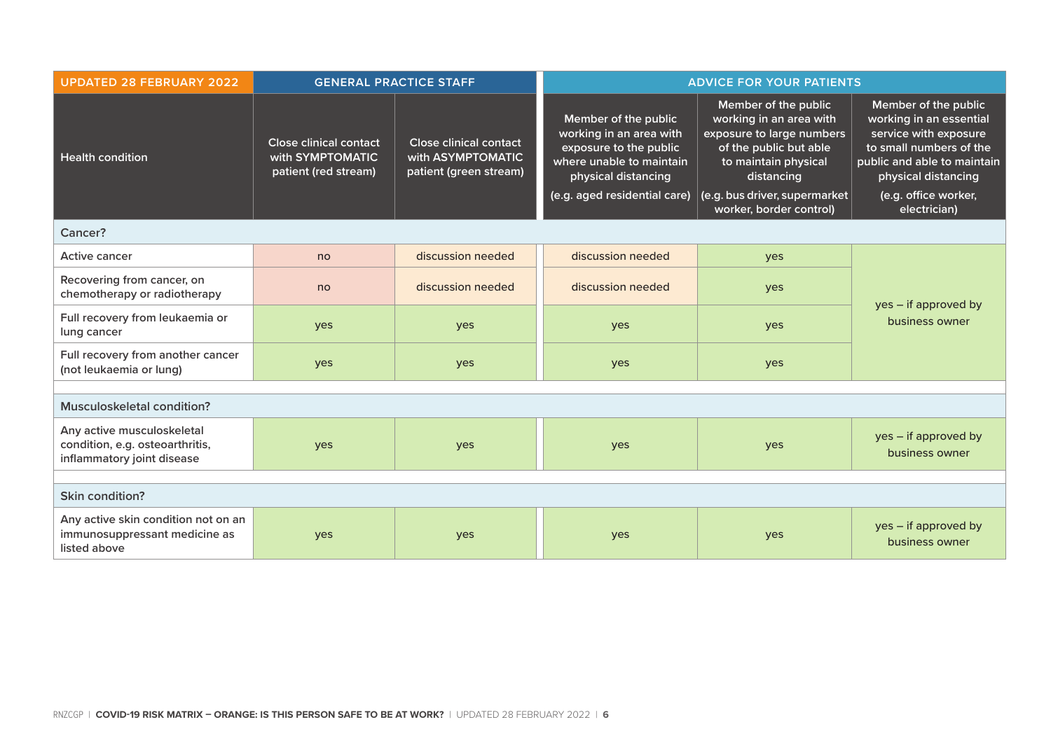| UPDATED 28 FEBRUARY 2022 | GENERAL PRACTICE STAFF | | ADVICE FOR YOUR PATIENTS | | |
|---|---|---|---|---|---|
| Health condition | Close clinical contact with SYMPTOMATIC patient (red stream) | Close clinical contact with ASYMPTOMATIC patient (green stream) | Member of the public working in an area with exposure to the public where unable to maintain physical distancing (e.g. aged residential care) | Member of the public working in an area with exposure to large numbers of the public but able to maintain physical distancing (e.g. bus driver, supermarket worker, border control) | Member of the public working in an essential service with exposure to small numbers of the public and able to maintain physical distancing (e.g. office worker, electrician) |
| **Cancer?** | | | | | |
| Active cancer | no | discussion needed | discussion needed | yes | yes – if approved by business owner |
| Recovering from cancer, on chemotherapy or radiotherapy | no | discussion needed | discussion needed | yes | yes – if approved by business owner |
| Full recovery from leukaemia or lung cancer | yes | yes | yes | yes | yes – if approved by business owner |
| Full recovery from another cancer (not leukaemia or lung) | yes | yes | yes | yes | yes – if approved by business owner |
| **Musculoskeletal condition?** | | | | | |
| Any active musculoskeletal condition, e.g. osteoarthritis, inflammatory joint disease | yes | yes | yes | yes | yes – if approved by business owner |
| **Skin condition?** | | | | | |
| Any active skin condition not on an immunosuppressant medicine as listed above | yes | yes | yes | yes | yes – if approved by business owner |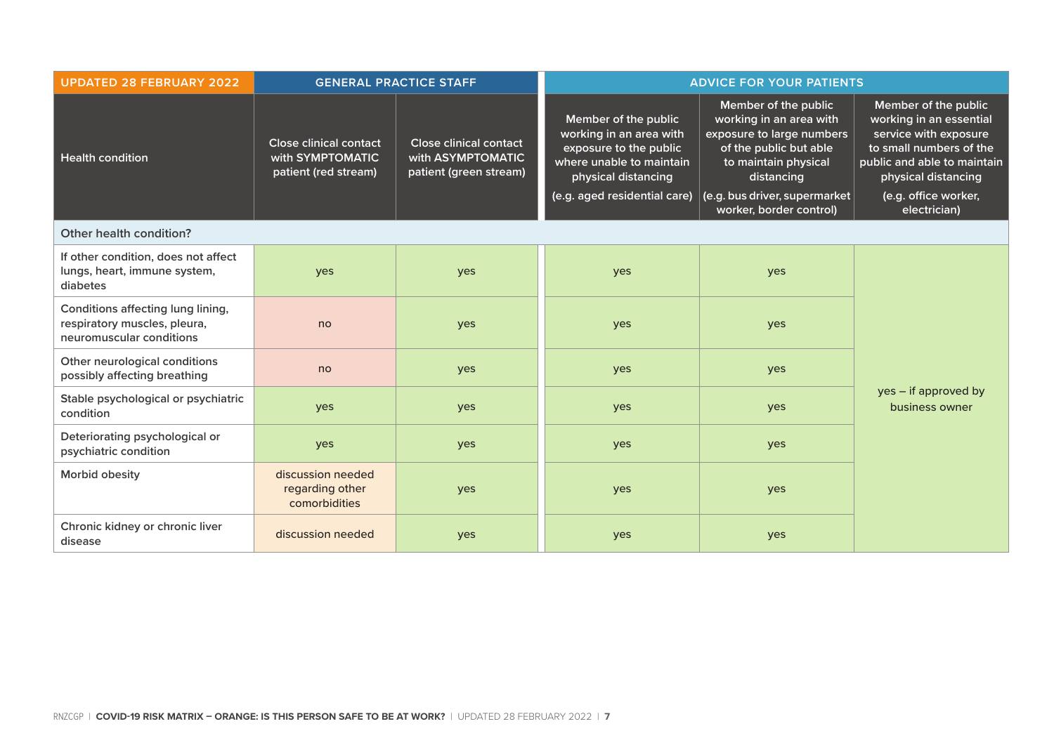| UPDATED 28 FEBRUARY 2022 | GENERAL PRACTICE STAFF | | ADVICE FOR YOUR PATIENTS | | |
|---|---|---|---|---|---|
| Health condition | Close clinical contact with SYMPTOMATIC patient (red stream) | Close clinical contact with ASYMPTOMATIC patient (green stream) | Member of the public working in an area with exposure to the public where unable to maintain physical distancing (e.g. aged residential care) | Member of the public working in an area with exposure to large numbers of the public but able to maintain physical distancing (e.g. bus driver, supermarket worker, border control) | Member of the public working in an essential service with exposure to small numbers of the public and able to maintain physical distancing (e.g. office worker, electrician) |
| **Other health condition?** | | | | | |
| If other condition, does not affect lungs, heart, immune system, diabetes | yes | yes | yes | yes | yes – if approved by business owner |
| Conditions affecting lung lining, respiratory muscles, pleura, neuromuscular conditions | no | yes | yes | yes | yes – if approved by business owner |
| Other neurological conditions possibly affecting breathing | no | yes | yes | yes | yes – if approved by business owner |
| Stable psychological or psychiatric condition | yes | yes | yes | yes | yes – if approved by business owner |
| Deteriorating psychological or psychiatric condition | yes | yes | yes | yes | yes – if approved by business owner |
| Morbid obesity | discussion needed regarding other comorbidities | yes | yes | yes | yes – if approved by business owner |
| Chronic kidney or chronic liver disease | discussion needed | yes | yes | yes | yes – if approved by business owner |